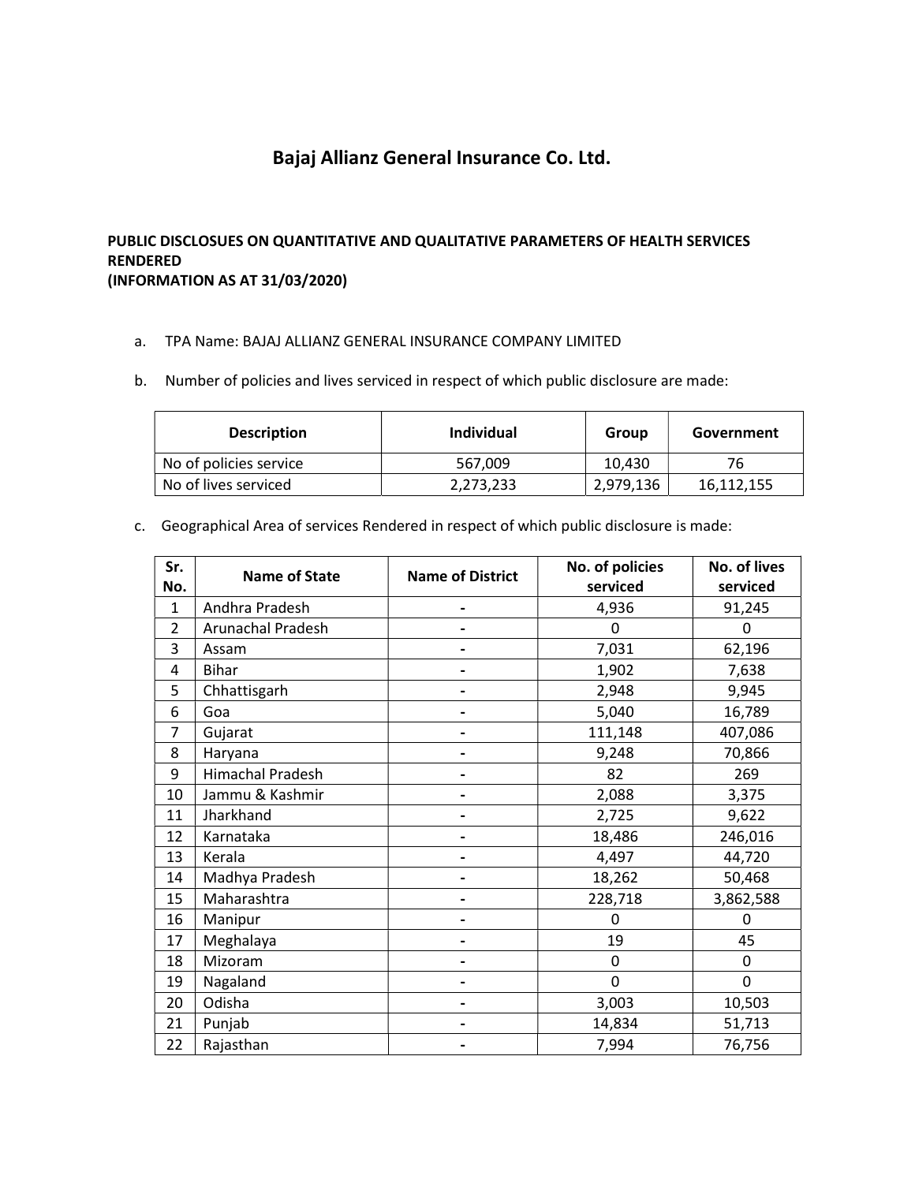# Bajaj Allianz General Insurance Co. Ltd.

**PUBLIC DISCLOSUES ON QUANTITATIVE AND QUALITATIVE PARAMETERS OF HEALTH SERVICES RENDERED**
**(INFORMATION AS AT 31/03/2020)**

a. TPA Name: BAJAJ ALLIANZ GENERAL INSURANCE COMPANY LIMITED

b. Number of policies and lives serviced in respect of which public disclosure are made:

| Description | Individual | Group | Government |
|---|---|---|---|
| No of policies service | 567,009 | 10,430 | 76 |
| No of lives serviced | 2,273,233 | 2,979,136 | 16,112,155 |

c. Geographical Area of services Rendered in respect of which public disclosure is made:

| Sr. No. | Name of State | Name of District | No. of policies serviced | No. of lives serviced |
|---|---|---|---|---|
| 1 | Andhra Pradesh | - | 4,936 | 91,245 |
| 2 | Arunachal Pradesh | - | 0 | 0 |
| 3 | Assam | - | 7,031 | 62,196 |
| 4 | Bihar | - | 1,902 | 7,638 |
| 5 | Chhattisgarh | - | 2,948 | 9,945 |
| 6 | Goa | - | 5,040 | 16,789 |
| 7 | Gujarat | - | 111,148 | 407,086 |
| 8 | Haryana | - | 9,248 | 70,866 |
| 9 | Himachal Pradesh | - | 82 | 269 |
| 10 | Jammu & Kashmir | - | 2,088 | 3,375 |
| 11 | Jharkhand | - | 2,725 | 9,622 |
| 12 | Karnataka | - | 18,486 | 246,016 |
| 13 | Kerala | - | 4,497 | 44,720 |
| 14 | Madhya Pradesh | - | 18,262 | 50,468 |
| 15 | Maharashtra | - | 228,718 | 3,862,588 |
| 16 | Manipur | - | 0 | 0 |
| 17 | Meghalaya | - | 19 | 45 |
| 18 | Mizoram | - | 0 | 0 |
| 19 | Nagaland | - | 0 | 0 |
| 20 | Odisha | - | 3,003 | 10,503 |
| 21 | Punjab | - | 14,834 | 51,713 |
| 22 | Rajasthan | - | 7,994 | 76,756 |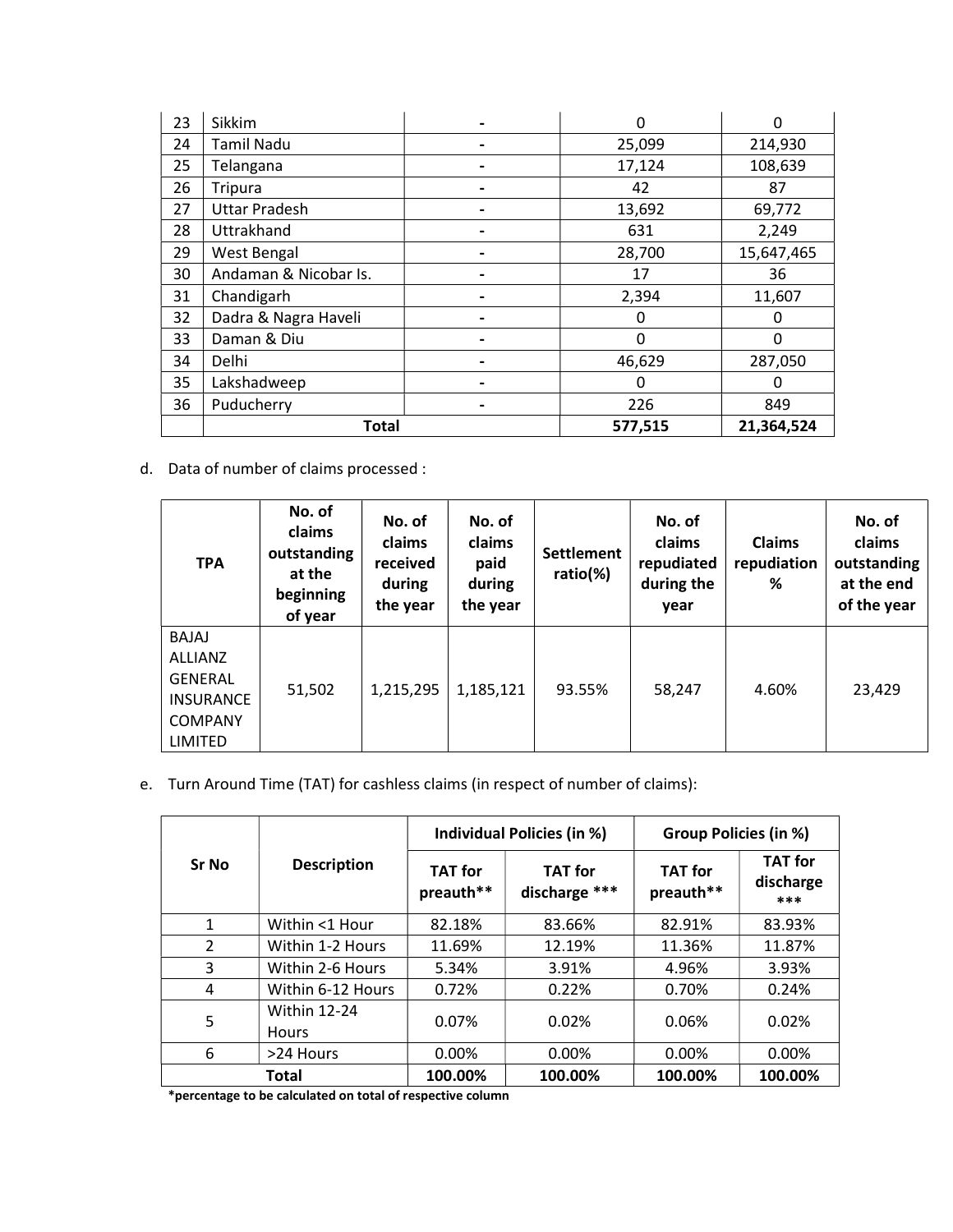| 23 | Sikkim | - | 0 | 0 |
|---|---|---|---|---|
| 24 | Tamil Nadu | - | 25,099 | 214,930 |
| 25 | Telangana | - | 17,124 | 108,639 |
| 26 | Tripura | - | 42 | 87 |
| 27 | Uttar Pradesh | - | 13,692 | 69,772 |
| 28 | Uttrakhand | - | 631 | 2,249 |
| 29 | West Bengal | - | 28,700 | 15,647,465 |
| 30 | Andaman & Nicobar Is. | - | 17 | 36 |
| 31 | Chandigarh | - | 2,394 | 11,607 |
| 32 | Dadra & Nagra Haveli | - | 0 | 0 |
| 33 | Daman & Diu | - | 0 | 0 |
| 34 | Delhi | - | 46,629 | 287,050 |
| 35 | Lakshadweep | - | 0 | 0 |
| 36 | Puducherry | - | 226 | 849 |
| | **Total** | | **577,515** | **21,364,524** |

d. Data of number of claims processed :

| TPA | No. of claims outstanding at the beginning of year | No. of claims received during the year | No. of claims paid during the year | Settlement ratio(%) | No. of claims repudiated during the year | Claims repudiation % | No. of claims outstanding at the end of the year |
|---|---|---|---|---|---|---|---|
| BAJAJ ALLIANZ GENERAL INSURANCE COMPANY LIMITED | 51,502 | 1,215,295 | 1,185,121 | 93.55% | 58,247 | 4.60% | 23,429 |

e. Turn Around Time (TAT) for cashless claims (in respect of number of claims):

| Sr No | Description | Individual Policies (in %) | | Group Policies (in %) | |
|---|---|---|---|---|---|
| | | TAT for preauth** | TAT for discharge *** | TAT for preauth** | TAT for discharge *** |
| 1 | Within <1 Hour | 82.18% | 83.66% | 82.91% | 83.93% |
| 2 | Within 1-2 Hours | 11.69% | 12.19% | 11.36% | 11.87% |
| 3 | Within 2-6 Hours | 5.34% | 3.91% | 4.96% | 3.93% |
| 4 | Within 6-12 Hours | 0.72% | 0.22% | 0.70% | 0.24% |
| 5 | Within 12-24 Hours | 0.07% | 0.02% | 0.06% | 0.02% |
| 6 | >24 Hours | 0.00% | 0.00% | 0.00% | 0.00% |
| **Total** | | **100.00%** | **100.00%** | **100.00%** | **100.00%** |

**\*percentage to be calculated on total of respective column**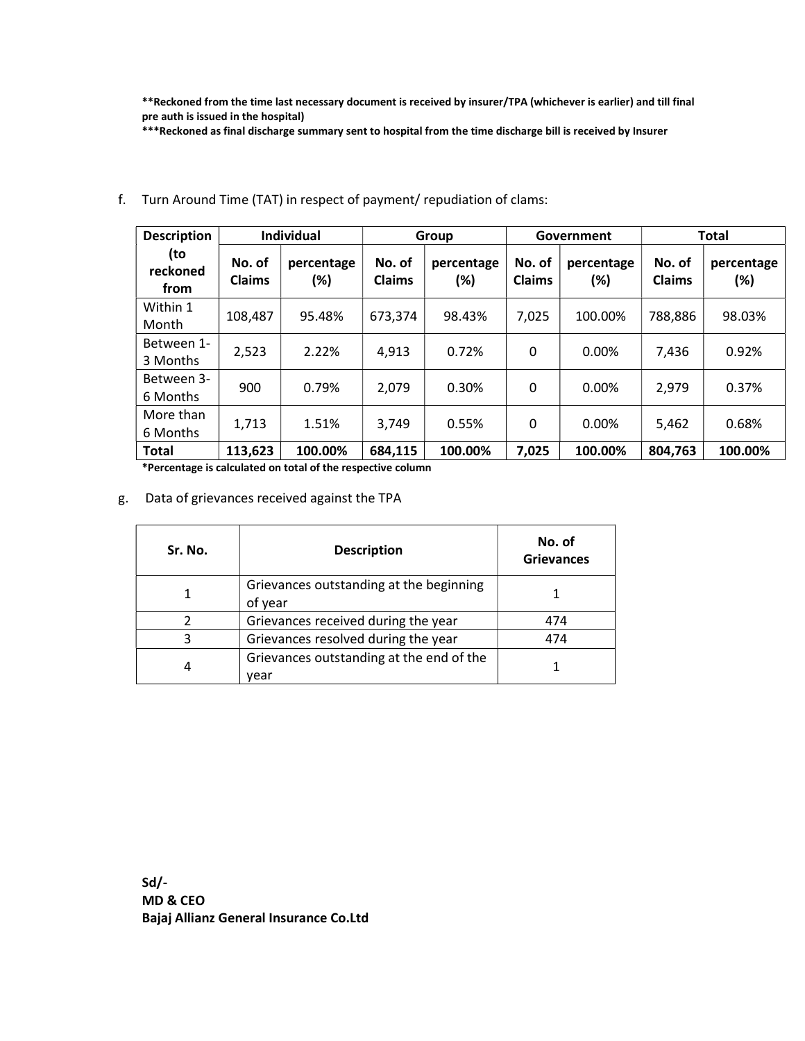**Reckoned from the time last necessary document is received by insurer/TPA (whichever is earlier) and till final pre auth is issued in the hospital)

***Reckoned as final discharge summary sent to hospital from the time discharge bill is received by Insurer

f. Turn Around Time (TAT) in respect of payment/ repudiation of clams:

| Description (to reckoned from) | Individual | | Group | | Government | | Total | |
|---|---|---|---|---|---|---|---|---|
| | No. of Claims | percentage (%) | No. of Claims | percentage (%) | No. of Claims | percentage (%) | No. of Claims | percentage (%) |
| Within 1 Month | 108,487 | 95.48% | 673,374 | 98.43% | 7,025 | 100.00% | 788,886 | 98.03% |
| Between 1-3 Months | 2,523 | 2.22% | 4,913 | 0.72% | 0 | 0.00% | 7,436 | 0.92% |
| Between 3-6 Months | 900 | 0.79% | 2,079 | 0.30% | 0 | 0.00% | 2,979 | 0.37% |
| More than 6 Months | 1,713 | 1.51% | 3,749 | 0.55% | 0 | 0.00% | 5,462 | 0.68% |
| **Total** | **113,623** | **100.00%** | **684,115** | **100.00%** | **7,025** | **100.00%** | **804,763** | **100.00%** |

*Percentage is calculated on total of the respective column

g. Data of grievances received against the TPA

| Sr. No. | Description | No. of Grievances |
|---|---|---|
| 1 | Grievances outstanding at the beginning of year | 1 |
| 2 | Grievances received during the year | 474 |
| 3 | Grievances resolved during the year | 474 |
| 4 | Grievances outstanding at the end of the year | 1 |

**Sd/-**
**MD & CEO**
**Bajaj Allianz General Insurance Co.Ltd**